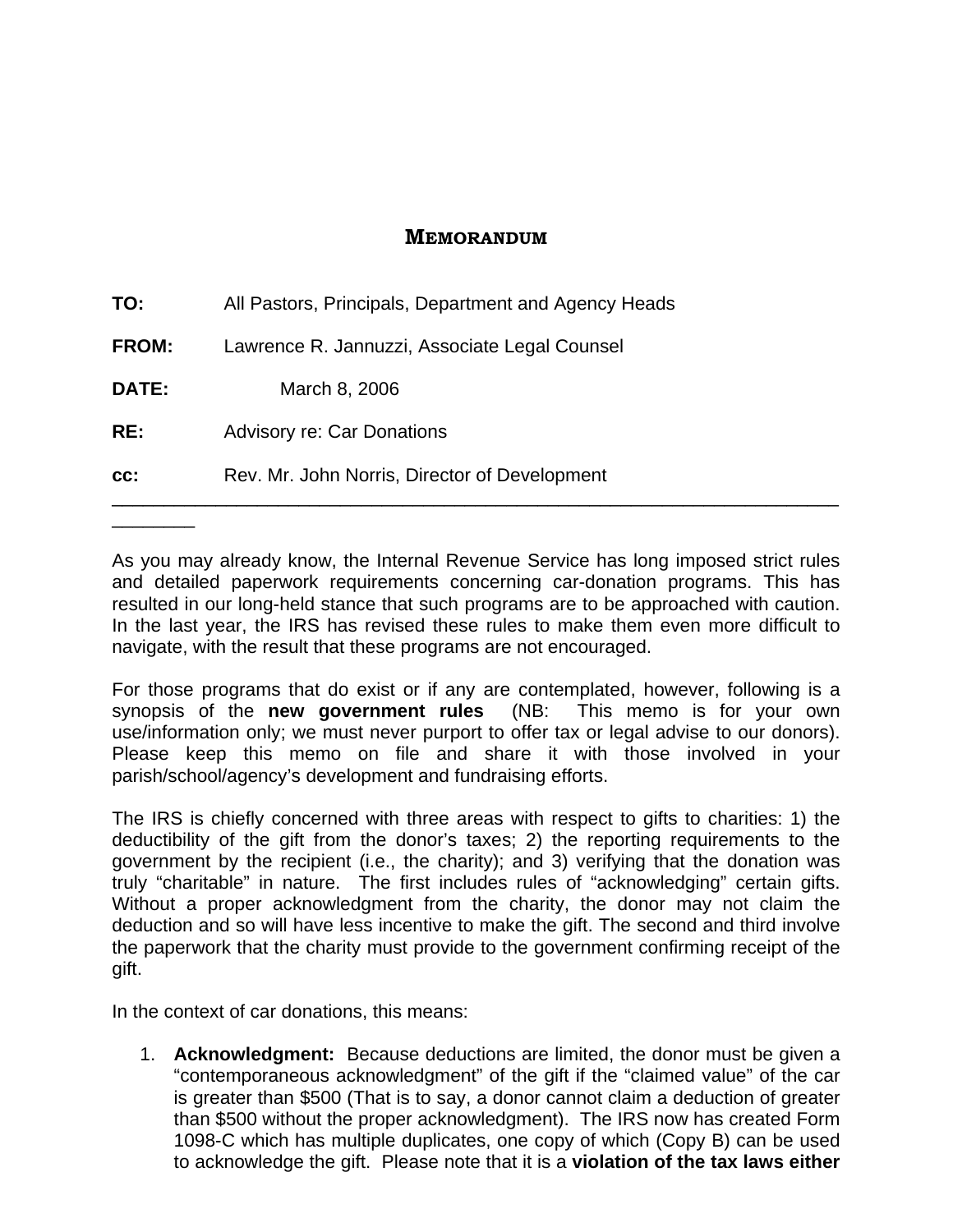# MEMORANDUM

**TO:** All Pastors, Principals, Department and Agency Heads

**FROM:** Lawrence R. Jannuzzi, Associate Legal Counsel

**DATE:** March 8, 2006

**RE:** Advisory re: Car Donations

**cc:** Rev. Mr. John Norris, Director of Development

---

As you may already know, the Internal Revenue Service has long imposed strict rules and detailed paperwork requirements concerning car-donation programs. This has resulted in our long-held stance that such programs are to be approached with caution. In the last year, the IRS has revised these rules to make them even more difficult to navigate, with the result that these programs are not encouraged.

For those programs that do exist or if any are contemplated, however, following is a synopsis of the **new government rules** (NB: This memo is for your own use/information only; we must never purport to offer tax or legal advise to our donors). Please keep this memo on file and share it with those involved in your parish/school/agency's development and fundraising efforts.

The IRS is chiefly concerned with three areas with respect to gifts to charities: 1) the deductibility of the gift from the donor's taxes; 2) the reporting requirements to the government by the recipient (i.e., the charity); and 3) verifying that the donation was truly "charitable" in nature. The first includes rules of "acknowledging" certain gifts. Without a proper acknowledgment from the charity, the donor may not claim the deduction and so will have less incentive to make the gift. The second and third involve the paperwork that the charity must provide to the government confirming receipt of the gift.

In the context of car donations, this means:

1. **Acknowledgment:** Because deductions are limited, the donor must be given a "contemporaneous acknowledgment" of the gift if the "claimed value" of the car is greater than $500 (That is to say, a donor cannot claim a deduction of greater than $500 without the proper acknowledgment). The IRS now has created Form 1098-C which has multiple duplicates, one copy of which (Copy B) can be used to acknowledge the gift. Please note that it is a **violation of the tax laws either**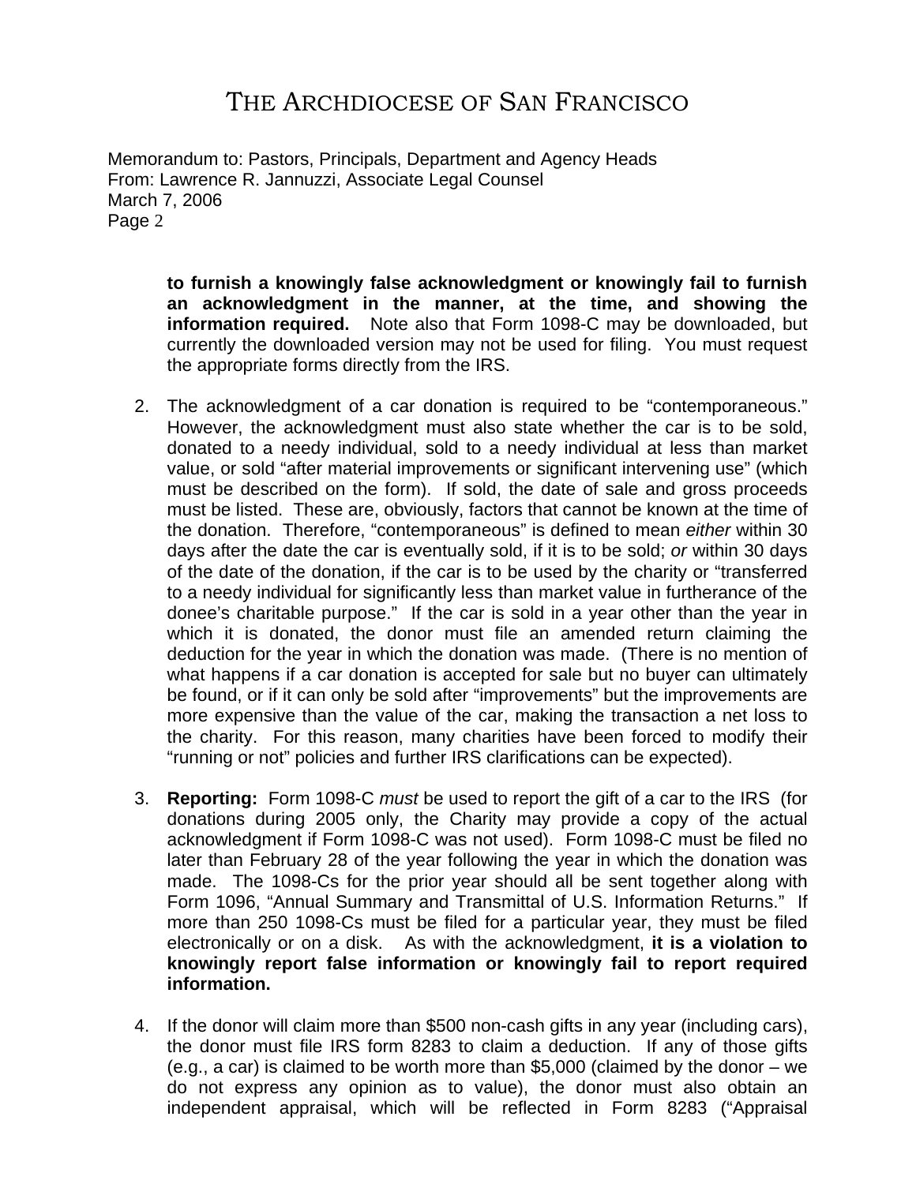to furnish a knowingly false acknowledgment or knowingly fail to furnish an acknowledgment in the manner, at the time, and showing the information required.** Note also that Form 1098-C may be downloaded, but currently the downloaded version may not be used for filing. You must request the appropriate forms directly from the IRS.

2. The acknowledgment of a car donation is required to be "contemporaneous." However, the acknowledgment must also state whether the car is to be sold, donated to a needy individual, sold to a needy individual at less than market value, or sold "after material improvements or significant intervening use" (which must be described on the form). If sold, the date of sale and gross proceeds must be listed. These are, obviously, factors that cannot be known at the time of the donation. Therefore, "contemporaneous" is defined to mean *either* within 30 days after the date the car is eventually sold, if it is to be sold; *or* within 30 days of the date of the donation, if the car is to be used by the charity or "transferred to a needy individual for significantly less than market value in furtherance of the donee's charitable purpose." If the car is sold in a year other than the year in which it is donated, the donor must file an amended return claiming the deduction for the year in which the donation was made. (There is no mention of what happens if a car donation is accepted for sale but no buyer can ultimately be found, or if it can only be sold after "improvements" but the improvements are more expensive than the value of the car, making the transaction a net loss to the charity. For this reason, many charities have been forced to modify their "running or not" policies and further IRS clarifications can be expected).

3. **Reporting:** Form 1098-C *must* be used to report the gift of a car to the IRS (for donations during 2005 only, the Charity may provide a copy of the actual acknowledgment if Form 1098-C was not used). Form 1098-C must be filed no later than February 28 of the year following the year in which the donation was made. The 1098-Cs for the prior year should all be sent together along with Form 1096, "Annual Summary and Transmittal of U.S. Information Returns." If more than 250 1098-Cs must be filed for a particular year, they must be filed electronically or on a disk. As with the acknowledgment, **it is a violation to knowingly report false information or knowingly fail to report required information.**

4. If the donor will claim more than $500 non-cash gifts in any year (including cars), the donor must file IRS form 8283 to claim a deduction. If any of those gifts (e.g., a car) is claimed to be worth more than $5,000 (claimed by the donor – we do not express any opinion as to value), the donor must also obtain an independent appraisal, which will be reflected in Form 8283 ("Appraisal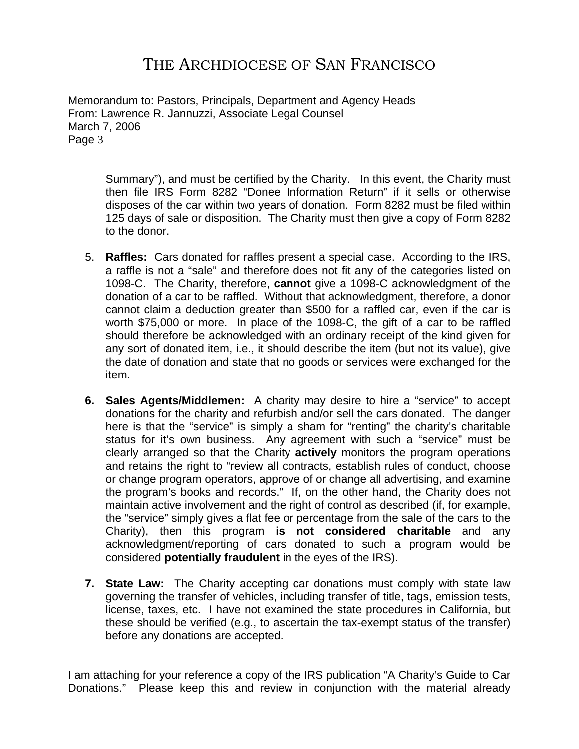Summary"), and must be certified by the Charity. In this event, the Charity must then file IRS Form 8282 "Donee Information Return" if it sells or otherwise disposes of the car within two years of donation. Form 8282 must be filed within 125 days of sale or disposition. The Charity must then give a copy of Form 8282 to the donor.

5. **Raffles:** Cars donated for raffles present a special case. According to the IRS, a raffle is not a "sale" and therefore does not fit any of the categories listed on 1098-C. The Charity, therefore, **cannot** give a 1098-C acknowledgment of the donation of a car to be raffled. Without that acknowledgment, therefore, a donor cannot claim a deduction greater than $500 for a raffled car, even if the car is worth $75,000 or more. In place of the 1098-C, the gift of a car to be raffled should therefore be acknowledged with an ordinary receipt of the kind given for any sort of donated item, i.e., it should describe the item (but not its value), give the date of donation and state that no goods or services were exchanged for the item.

6. **Sales Agents/Middlemen:** A charity may desire to hire a "service" to accept donations for the charity and refurbish and/or sell the cars donated. The danger here is that the "service" is simply a sham for "renting" the charity's charitable status for it's own business. Any agreement with such a "service" must be clearly arranged so that the Charity **actively** monitors the program operations and retains the right to "review all contracts, establish rules of conduct, choose or change program operators, approve of or change all advertising, and examine the program's books and records." If, on the other hand, the Charity does not maintain active involvement and the right of control as described (if, for example, the "service" simply gives a flat fee or percentage from the sale of the cars to the Charity), then this program **is not considered charitable** and any acknowledgment/reporting of cars donated to such a program would be considered **potentially fraudulent** in the eyes of the IRS).

7. **State Law:** The Charity accepting car donations must comply with state law governing the transfer of vehicles, including transfer of title, tags, emission tests, license, taxes, etc. I have not examined the state procedures in California, but these should be verified (e.g., to ascertain the tax-exempt status of the transfer) before any donations are accepted.

I am attaching for your reference a copy of the IRS publication "A Charity's Guide to Car Donations." Please keep this and review in conjunction with the material already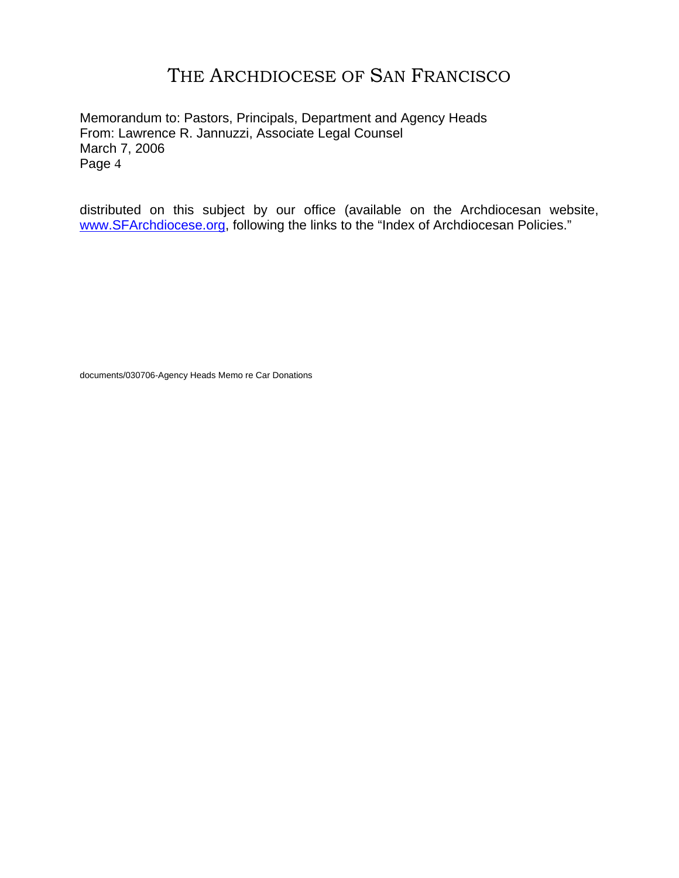distributed on this subject by our office (available on the Archdiocesan website, www.SFArchdiocese.org, following the links to the "Index of Archdiocesan Policies."

documents/030706-Agency Heads Memo re Car Donations